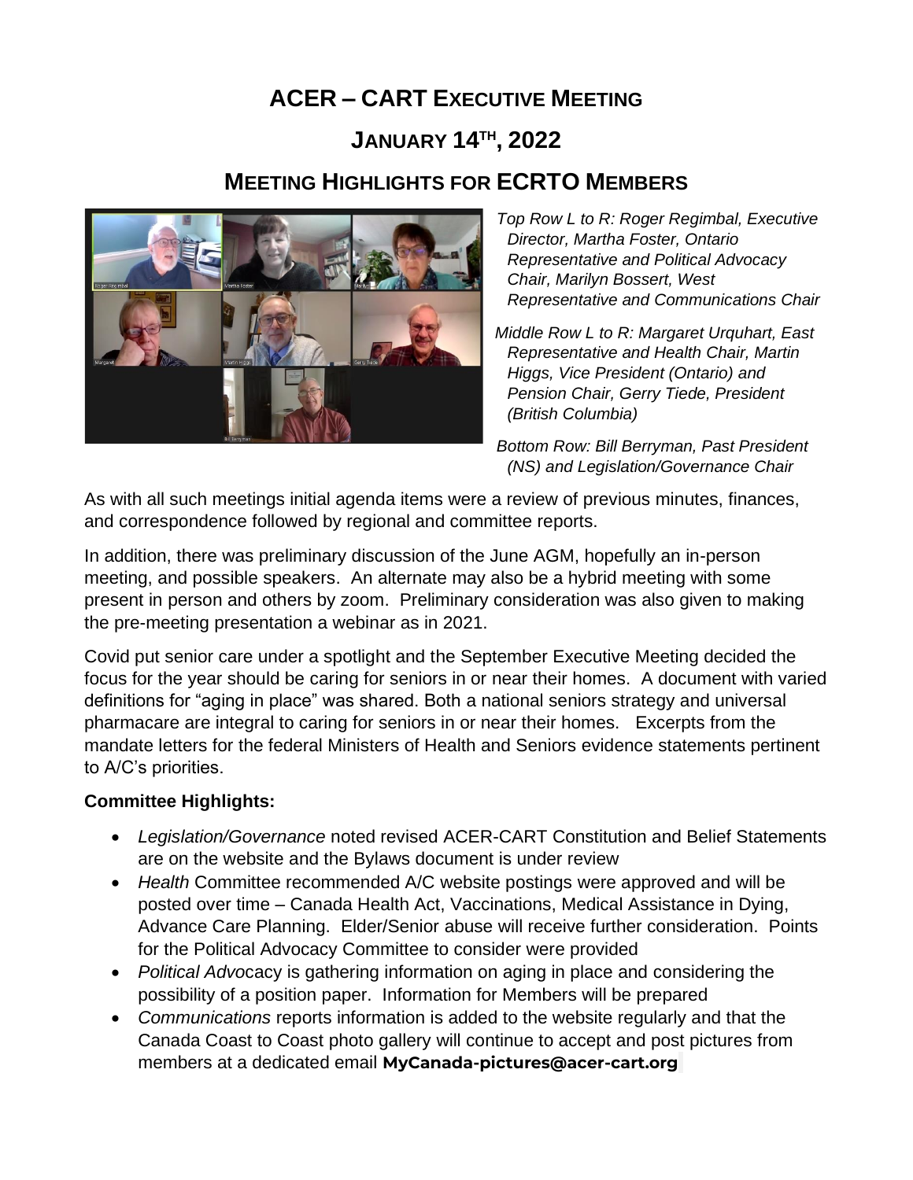# ACER – CART EXECUTIVE MEETING

## JANUARY 14TH, 2022

## MEETING HIGHLIGHTS FOR ECRTO MEMBERS

*Top Row L to R: Roger Regimbal, Executive Director, Martha Foster, Ontario Representative and Political Advocacy Chair, Marilyn Bossert, West Representative and Communications Chair*

*Middle Row L to R: Margaret Urquhart, East Representative and Health Chair, Martin Higgs, Vice President (Ontario) and Pension Chair, Gerry Tiede, President (British Columbia)*

*Bottom Row: Bill Berryman, Past President (NS) and Legislation/Governance Chair*

As with all such meetings initial agenda items were a review of previous minutes, finances, and correspondence followed by regional and committee reports.

In addition, there was preliminary discussion of the June AGM, hopefully an in-person meeting, and possible speakers. An alternate may also be a hybrid meeting with some present in person and others by zoom. Preliminary consideration was also given to making the pre-meeting presentation a webinar as in 2021.

Covid put senior care under a spotlight and the September Executive Meeting decided the focus for the year should be caring for seniors in or near their homes. A document with varied definitions for "aging in place" was shared. Both a national seniors strategy and universal pharmacare are integral to caring for seniors in or near their homes. Excerpts from the mandate letters for the federal Ministers of Health and Seniors evidence statements pertinent to A/C's priorities.

**Committee Highlights:**

- *Legislation/Governance* noted revised ACER-CART Constitution and Belief Statements are on the website and the Bylaws document is under review
- *Health* Committee recommended A/C website postings were approved and will be posted over time – Canada Health Act, Vaccinations, Medical Assistance in Dying, Advance Care Planning. Elder/Senior abuse will receive further consideration. Points for the Political Advocacy Committee to consider were provided
- *Political Advo*cacy is gathering information on aging in place and considering the possibility of a position paper. Information for Members will be prepared
- *Communications* reports information is added to the website regularly and that the Canada Coast to Coast photo gallery will continue to accept and post pictures from members at a dedicated email **MyCanada-pictures@acer-cart.org**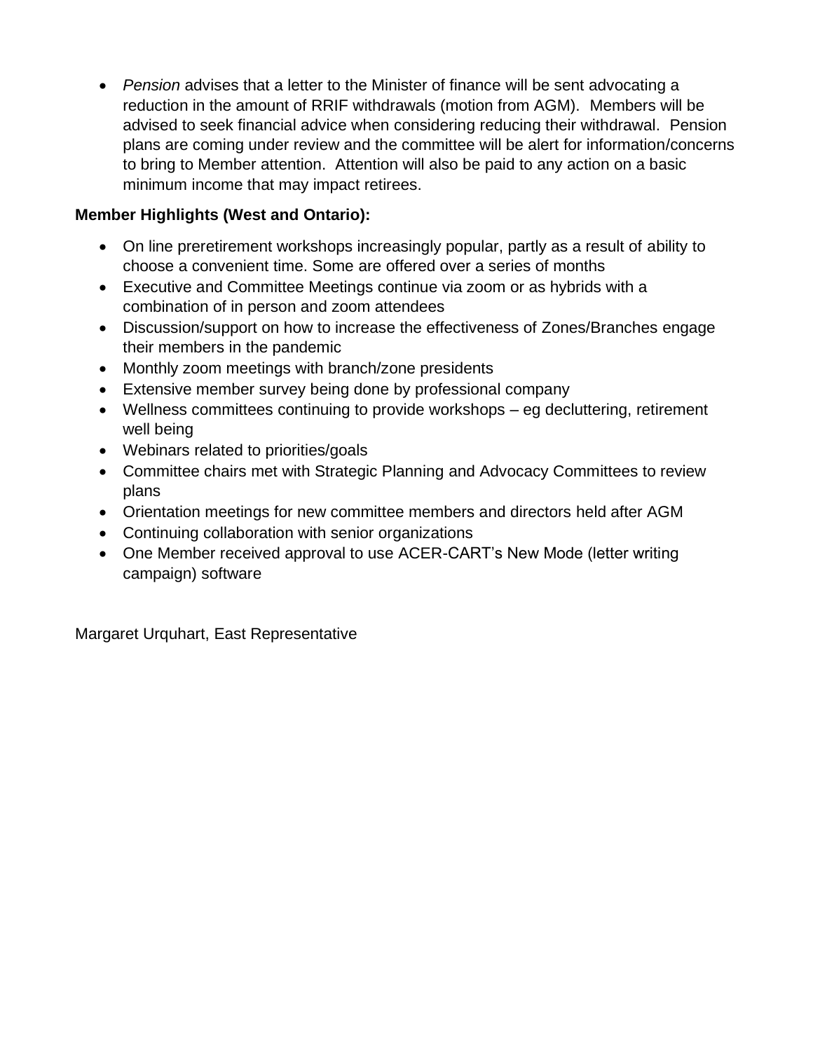- *Pension* advises that a letter to the Minister of finance will be sent advocating a reduction in the amount of RRIF withdrawals (motion from AGM). Members will be advised to seek financial advice when considering reducing their withdrawal. Pension plans are coming under review and the committee will be alert for information/concerns to bring to Member attention. Attention will also be paid to any action on a basic minimum income that may impact retirees.

**Member Highlights (West and Ontario):**

- On line preretirement workshops increasingly popular, partly as a result of ability to choose a convenient time. Some are offered over a series of months
- Executive and Committee Meetings continue via zoom or as hybrids with a combination of in person and zoom attendees
- Discussion/support on how to increase the effectiveness of Zones/Branches engage their members in the pandemic
- Monthly zoom meetings with branch/zone presidents
- Extensive member survey being done by professional company
- Wellness committees continuing to provide workshops – eg decluttering, retirement well being
- Webinars related to priorities/goals
- Committee chairs met with Strategic Planning and Advocacy Committees to review plans
- Orientation meetings for new committee members and directors held after AGM
- Continuing collaboration with senior organizations
- One Member received approval to use ACER-CART's New Mode (letter writing campaign) software

Margaret Urquhart, East Representative